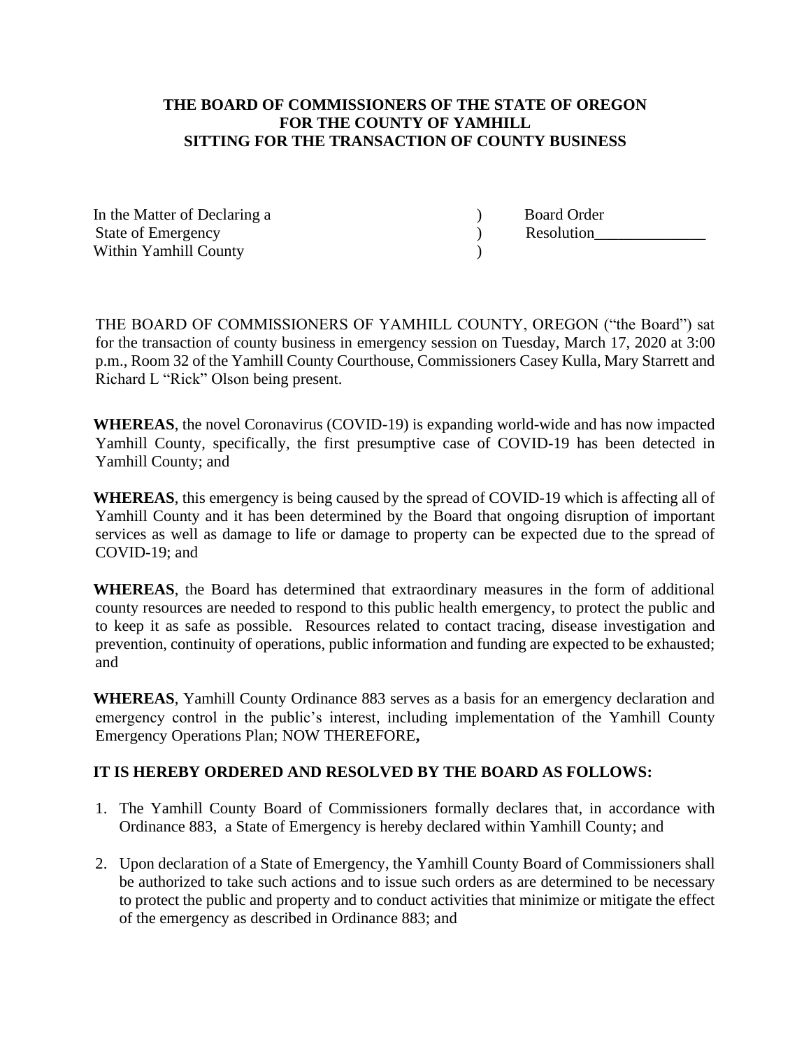**THE BOARD OF COMMISSIONERS OF THE STATE OF OREGON**
**FOR THE COUNTY OF YAMHILL**
**SITTING FOR THE TRANSACTION OF COUNTY BUSINESS**

| | | |
|---|---|---|
| In the Matter of Declaring a | ) | Board Order |
| State of Emergency | ) | Resolution______________ |
| Within Yamhill County | ) | |

THE BOARD OF COMMISSIONERS OF YAMHILL COUNTY, OREGON ("the Board") sat for the transaction of county business in emergency session on Tuesday, March 17, 2020 at 3:00 p.m., Room 32 of the Yamhill County Courthouse, Commissioners Casey Kulla, Mary Starrett and Richard L "Rick" Olson being present.

**WHEREAS**, the novel Coronavirus (COVID-19) is expanding world-wide and has now impacted Yamhill County, specifically, the first presumptive case of COVID-19 has been detected in Yamhill County; and

**WHEREAS**, this emergency is being caused by the spread of COVID-19 which is affecting all of Yamhill County and it has been determined by the Board that ongoing disruption of important services as well as damage to life or damage to property can be expected due to the spread of COVID-19; and

**WHEREAS**, the Board has determined that extraordinary measures in the form of additional county resources are needed to respond to this public health emergency, to protect the public and to keep it as safe as possible. Resources related to contact tracing, disease investigation and prevention, continuity of operations, public information and funding are expected to be exhausted; and

**WHEREAS**, Yamhill County Ordinance 883 serves as a basis for an emergency declaration and emergency control in the public's interest, including implementation of the Yamhill County Emergency Operations Plan; NOW THEREFORE**,**

**IT IS HEREBY ORDERED AND RESOLVED BY THE BOARD AS FOLLOWS:**

1. The Yamhill County Board of Commissioners formally declares that, in accordance with Ordinance 883, a State of Emergency is hereby declared within Yamhill County; and

2. Upon declaration of a State of Emergency, the Yamhill County Board of Commissioners shall be authorized to take such actions and to issue such orders as are determined to be necessary to protect the public and property and to conduct activities that minimize or mitigate the effect of the emergency as described in Ordinance 883; and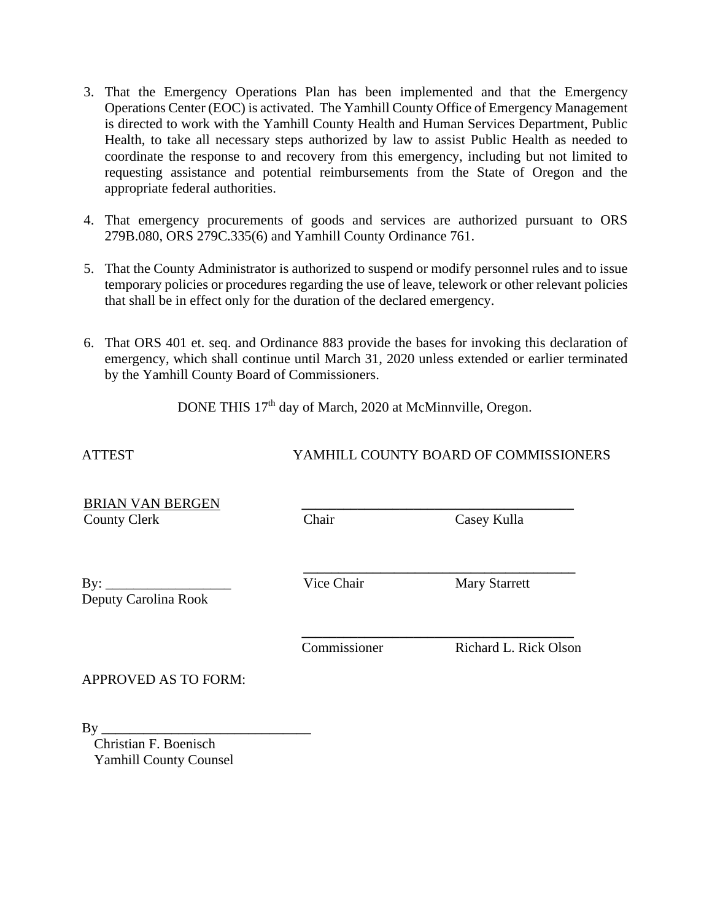3. That the Emergency Operations Plan has been implemented and that the Emergency Operations Center (EOC) is activated. The Yamhill County Office of Emergency Management is directed to work with the Yamhill County Health and Human Services Department, Public Health, to take all necessary steps authorized by law to assist Public Health as needed to coordinate the response to and recovery from this emergency, including but not limited to requesting assistance and potential reimbursements from the State of Oregon and the appropriate federal authorities.

4. That emergency procurements of goods and services are authorized pursuant to ORS 279B.080, ORS 279C.335(6) and Yamhill County Ordinance 761.

5. That the County Administrator is authorized to suspend or modify personnel rules and to issue temporary policies or procedures regarding the use of leave, telework or other relevant policies that shall be in effect only for the duration of the declared emergency.

6. That ORS 401 et. seq. and Ordinance 883 provide the bases for invoking this declaration of emergency, which shall continue until March 31, 2020 unless extended or earlier terminated by the Yamhill County Board of Commissioners.

DONE THIS 17th day of March, 2020 at McMinnville, Oregon.

ATTEST

YAMHILL COUNTY BOARD OF COMMISSIONERS

BRIAN VAN BERGEN
County Clerk

________________________________________
Chair Casey Kulla

By: __________________
Deputy Carolina Rook

________________________________________
Vice Chair Mary Starrett

________________________________________
Commissioner Richard L. Rick Olson

APPROVED AS TO FORM:

By ______________________________
Christian F. Boenisch
Yamhill County Counsel